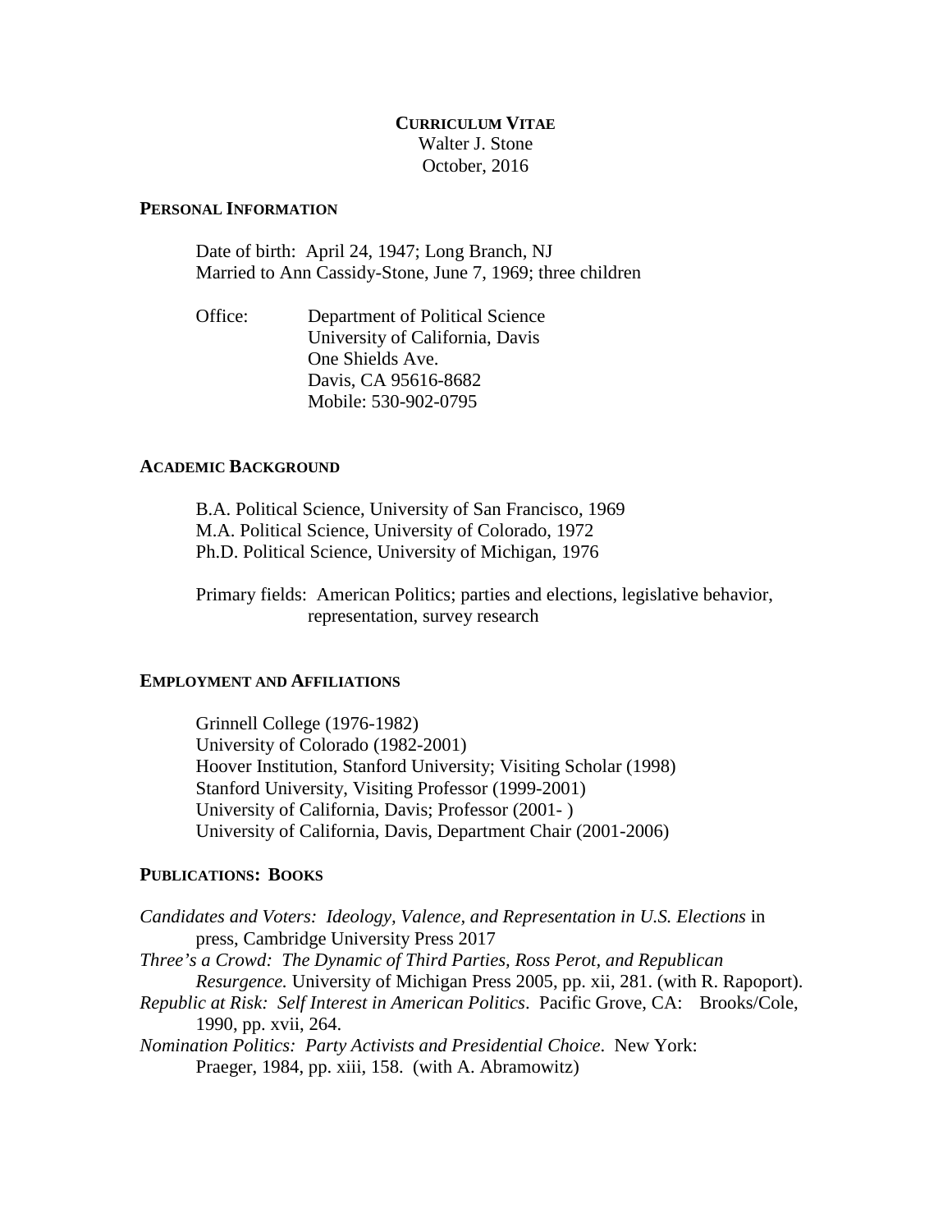# CURRICULUM VITAE

Walter J. Stone
October, 2016

## PERSONAL INFORMATION

Date of birth: April 24, 1947; Long Branch, NJ
Married to Ann Cassidy-Stone, June 7, 1969; three children

Office: Department of Political Science
University of California, Davis
One Shields Ave.
Davis, CA 95616-8682
Mobile: 530-902-0795

## ACADEMIC BACKGROUND

B.A. Political Science, University of San Francisco, 1969
M.A. Political Science, University of Colorado, 1972
Ph.D. Political Science, University of Michigan, 1976

Primary fields: American Politics; parties and elections, legislative behavior, representation, survey research

## EMPLOYMENT AND AFFILIATIONS

Grinnell College (1976-1982)
University of Colorado (1982-2001)
Hoover Institution, Stanford University; Visiting Scholar (1998)
Stanford University, Visiting Professor (1999-2001)
University of California, Davis; Professor (2001- )
University of California, Davis, Department Chair (2001-2006)

## PUBLICATIONS: BOOKS

*Candidates and Voters: Ideology, Valence, and Representation in U.S. Elections* in press, Cambridge University Press 2017

*Three's a Crowd: The Dynamic of Third Parties, Ross Perot, and Republican Resurgence.* University of Michigan Press 2005, pp. xii, 281. (with R. Rapoport).

*Republic at Risk: Self Interest in American Politics*. Pacific Grove, CA: Brooks/Cole, 1990, pp. xvii, 264.

*Nomination Politics: Party Activists and Presidential Choice*. New York: Praeger, 1984, pp. xiii, 158. (with A. Abramowitz)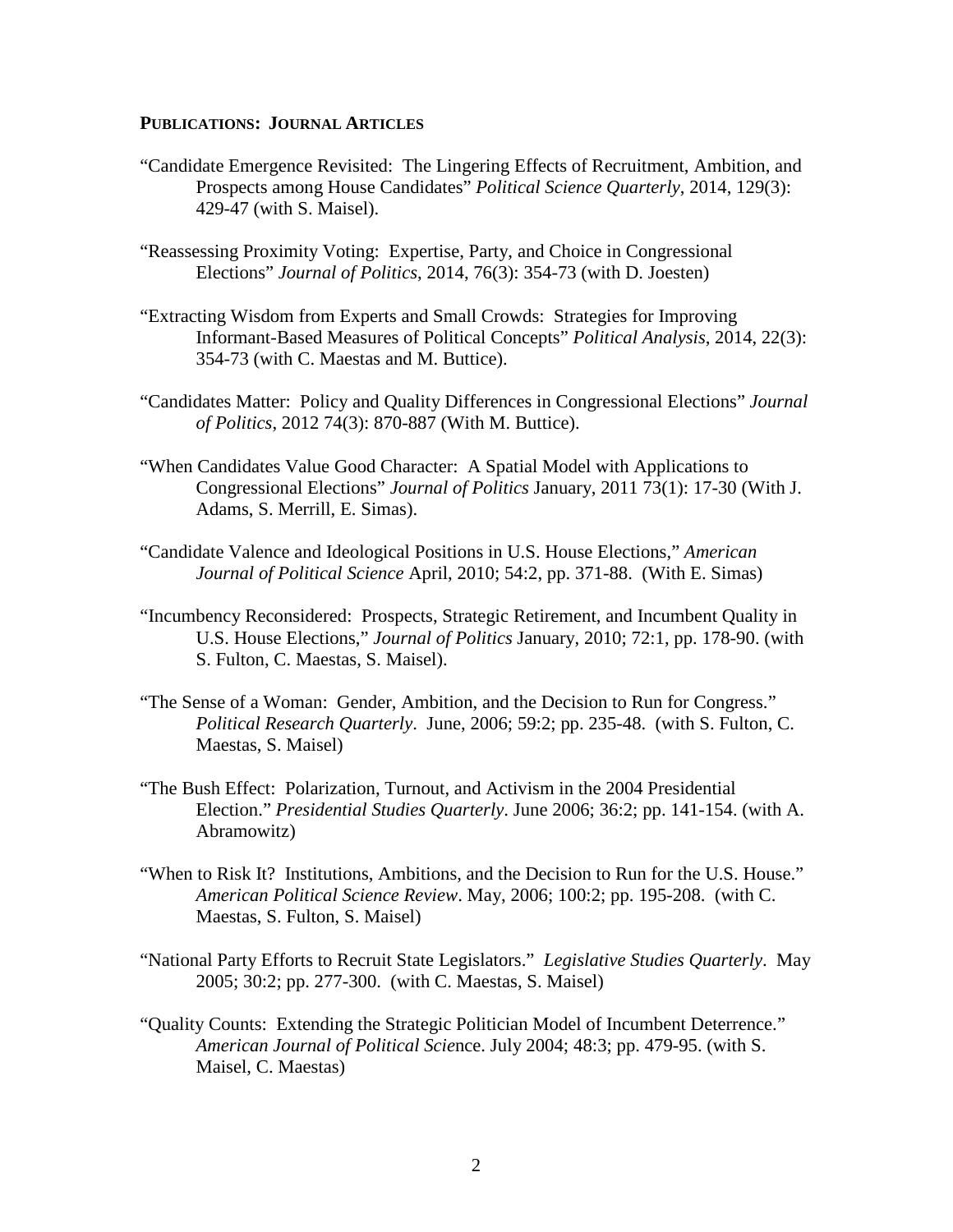**PUBLICATIONS: JOURNAL ARTICLES**

"Candidate Emergence Revisited: The Lingering Effects of Recruitment, Ambition, and Prospects among House Candidates" *Political Science Quarterly*, 2014, 129(3): 429-47 (with S. Maisel).

"Reassessing Proximity Voting: Expertise, Party, and Choice in Congressional Elections" *Journal of Politics*, 2014, 76(3): 354-73 (with D. Joesten)

"Extracting Wisdom from Experts and Small Crowds: Strategies for Improving Informant-Based Measures of Political Concepts" *Political Analysis*, 2014, 22(3): 354-73 (with C. Maestas and M. Buttice).

"Candidates Matter: Policy and Quality Differences in Congressional Elections" *Journal of Politics*, 2012 74(3): 870-887 (With M. Buttice).

"When Candidates Value Good Character: A Spatial Model with Applications to Congressional Elections" *Journal of Politics* January, 2011 73(1): 17-30 (With J. Adams, S. Merrill, E. Simas).

"Candidate Valence and Ideological Positions in U.S. House Elections," *American Journal of Political Science* April, 2010; 54:2, pp. 371-88. (With E. Simas)

"Incumbency Reconsidered: Prospects, Strategic Retirement, and Incumbent Quality in U.S. House Elections," *Journal of Politics* January, 2010; 72:1, pp. 178-90. (with S. Fulton, C. Maestas, S. Maisel).

"The Sense of a Woman: Gender, Ambition, and the Decision to Run for Congress." *Political Research Quarterly*. June, 2006; 59:2; pp. 235-48. (with S. Fulton, C. Maestas, S. Maisel)

"The Bush Effect: Polarization, Turnout, and Activism in the 2004 Presidential Election." *Presidential Studies Quarterly*. June 2006; 36:2; pp. 141-154. (with A. Abramowitz)

"When to Risk It? Institutions, Ambitions, and the Decision to Run for the U.S. House." *American Political Science Review*. May, 2006; 100:2; pp. 195-208. (with C. Maestas, S. Fulton, S. Maisel)

"National Party Efforts to Recruit State Legislators." *Legislative Studies Quarterly*. May 2005; 30:2; pp. 277-300. (with C. Maestas, S. Maisel)

"Quality Counts: Extending the Strategic Politician Model of Incumbent Deterrence." *American Journal of Political Scie*nce. July 2004; 48:3; pp. 479-95. (with S. Maisel, C. Maestas)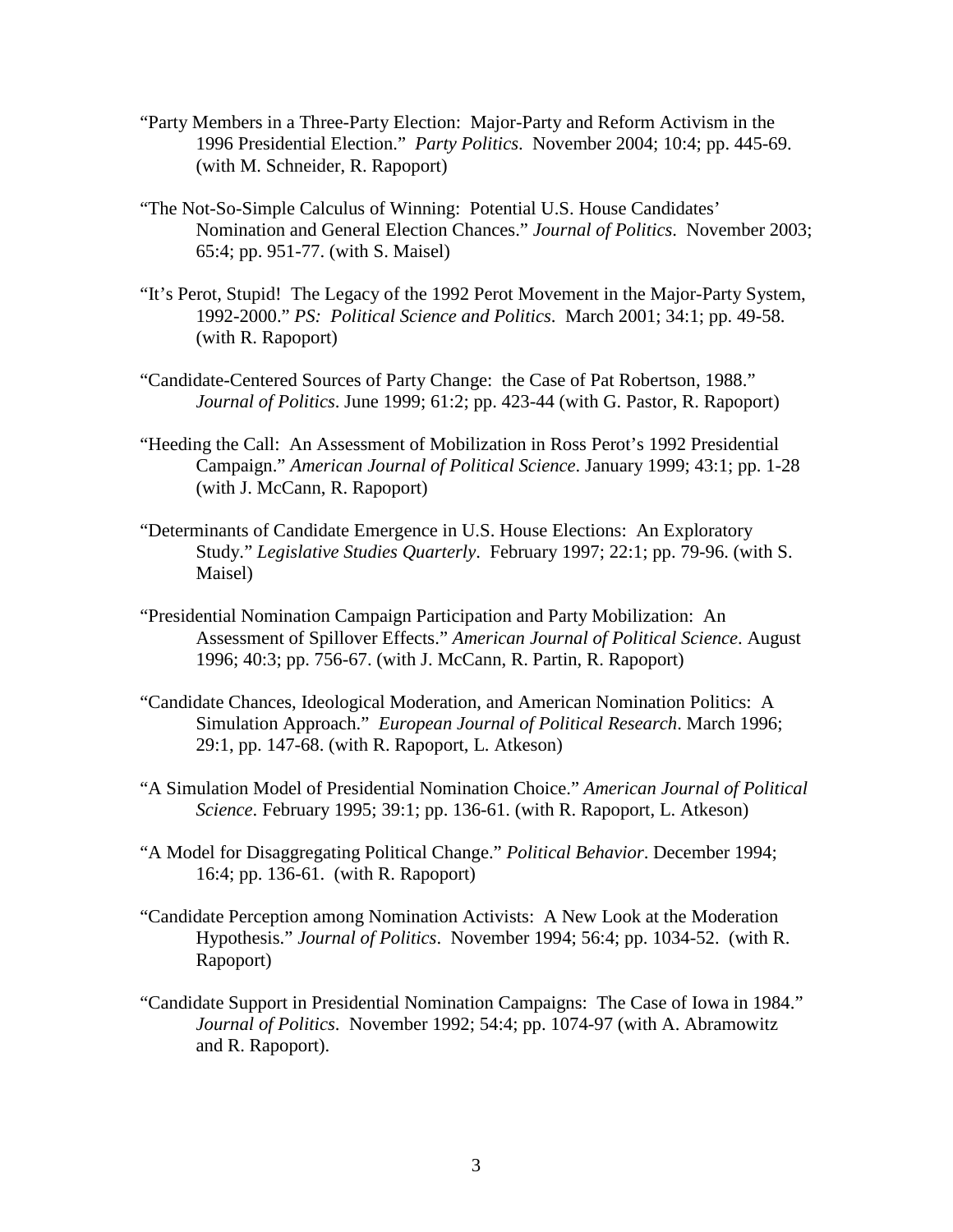“Party Members in a Three-Party Election: Major-Party and Reform Activism in the 1996 Presidential Election.” *Party Politics*. November 2004; 10:4; pp. 445-69. (with M. Schneider, R. Rapoport)

“The Not-So-Simple Calculus of Winning: Potential U.S. House Candidates’ Nomination and General Election Chances.” *Journal of Politics*. November 2003; 65:4; pp. 951-77. (with S. Maisel)

“It’s Perot, Stupid! The Legacy of the 1992 Perot Movement in the Major-Party System, 1992-2000.” *PS: Political Science and Politics*. March 2001; 34:1; pp. 49-58. (with R. Rapoport)

“Candidate-Centered Sources of Party Change: the Case of Pat Robertson, 1988.” *Journal of Politics*. June 1999; 61:2; pp. 423-44 (with G. Pastor, R. Rapoport)

“Heeding the Call: An Assessment of Mobilization in Ross Perot’s 1992 Presidential Campaign.” *American Journal of Political Science*. January 1999; 43:1; pp. 1-28 (with J. McCann, R. Rapoport)

“Determinants of Candidate Emergence in U.S. House Elections: An Exploratory Study.” *Legislative Studies Quarterly*. February 1997; 22:1; pp. 79-96. (with S. Maisel)

“Presidential Nomination Campaign Participation and Party Mobilization: An Assessment of Spillover Effects.” *American Journal of Political Science*. August 1996; 40:3; pp. 756-67. (with J. McCann, R. Partin, R. Rapoport)

“Candidate Chances, Ideological Moderation, and American Nomination Politics: A Simulation Approach.” *European Journal of Political Research*. March 1996; 29:1, pp. 147-68. (with R. Rapoport, L. Atkeson)

“A Simulation Model of Presidential Nomination Choice.” *American Journal of Political Science*. February 1995; 39:1; pp. 136-61. (with R. Rapoport, L. Atkeson)

“A Model for Disaggregating Political Change.” *Political Behavior*. December 1994; 16:4; pp. 136-61. (with R. Rapoport)

“Candidate Perception among Nomination Activists: A New Look at the Moderation Hypothesis.” *Journal of Politics*. November 1994; 56:4; pp. 1034-52. (with R. Rapoport)

“Candidate Support in Presidential Nomination Campaigns: The Case of Iowa in 1984.” *Journal of Politics*. November 1992; 54:4; pp. 1074-97 (with A. Abramowitz and R. Rapoport).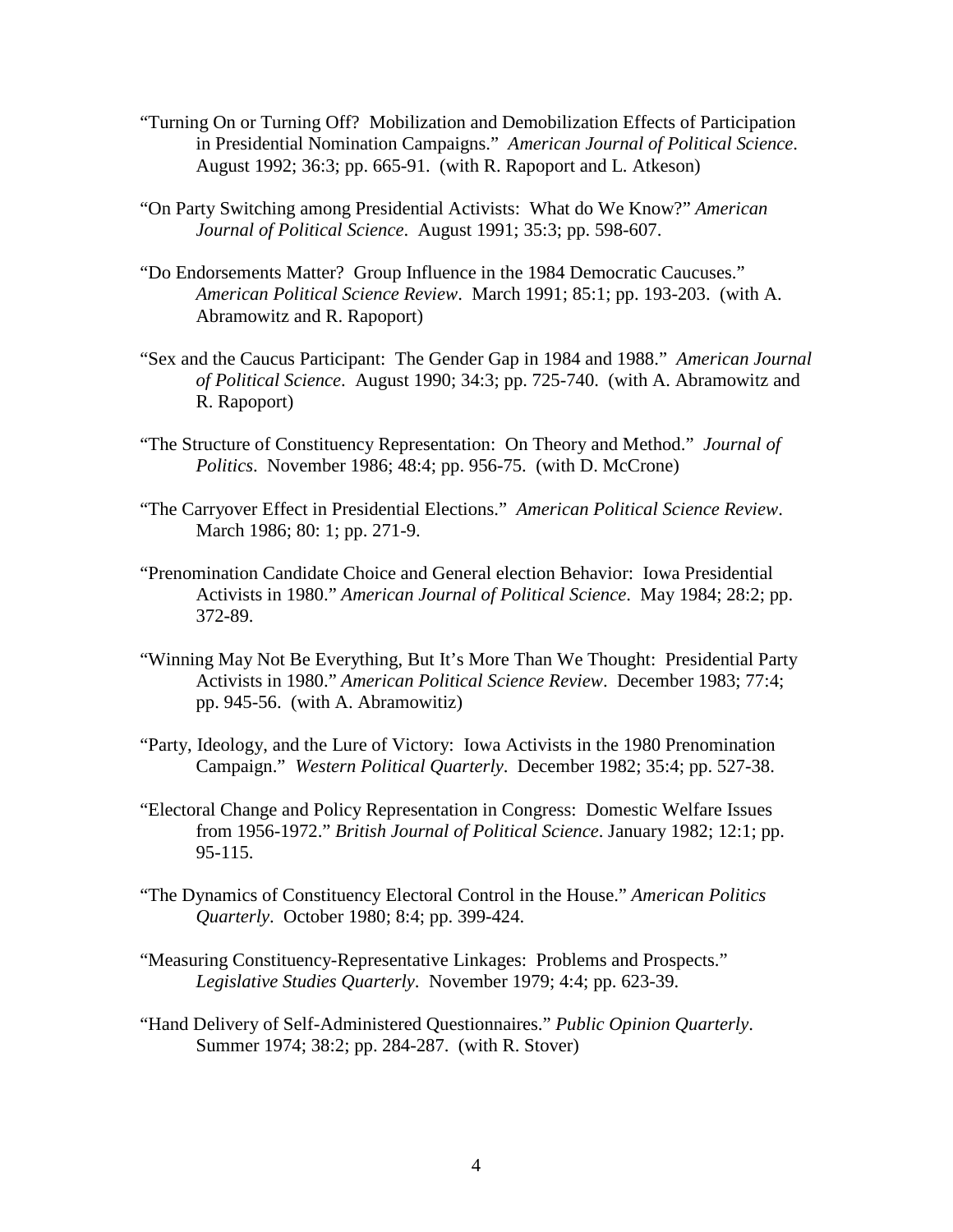"Turning On or Turning Off? Mobilization and Demobilization Effects of Participation in Presidential Nomination Campaigns." *American Journal of Political Science*. August 1992; 36:3; pp. 665-91. (with R. Rapoport and L. Atkeson)

"On Party Switching among Presidential Activists: What do We Know?" *American Journal of Political Science*. August 1991; 35:3; pp. 598-607.

"Do Endorsements Matter? Group Influence in the 1984 Democratic Caucuses." *American Political Science Review*. March 1991; 85:1; pp. 193-203. (with A. Abramowitz and R. Rapoport)

"Sex and the Caucus Participant: The Gender Gap in 1984 and 1988." *American Journal of Political Science*. August 1990; 34:3; pp. 725-740. (with A. Abramowitz and R. Rapoport)

"The Structure of Constituency Representation: On Theory and Method." *Journal of Politics*. November 1986; 48:4; pp. 956-75. (with D. McCrone)

"The Carryover Effect in Presidential Elections." *American Political Science Review*. March 1986; 80: 1; pp. 271-9.

"Prenomination Candidate Choice and General election Behavior: Iowa Presidential Activists in 1980." *American Journal of Political Science*. May 1984; 28:2; pp. 372-89.

"Winning May Not Be Everything, But It's More Than We Thought: Presidential Party Activists in 1980." *American Political Science Review*. December 1983; 77:4; pp. 945-56. (with A. Abramowitiz)

"Party, Ideology, and the Lure of Victory: Iowa Activists in the 1980 Prenomination Campaign." *Western Political Quarterly*. December 1982; 35:4; pp. 527-38.

"Electoral Change and Policy Representation in Congress: Domestic Welfare Issues from 1956-1972." *British Journal of Political Science*. January 1982; 12:1; pp. 95-115.

"The Dynamics of Constituency Electoral Control in the House." *American Politics Quarterly*. October 1980; 8:4; pp. 399-424.

"Measuring Constituency-Representative Linkages: Problems and Prospects." *Legislative Studies Quarterly*. November 1979; 4:4; pp. 623-39.

"Hand Delivery of Self-Administered Questionnaires." *Public Opinion Quarterly*. Summer 1974; 38:2; pp. 284-287. (with R. Stover)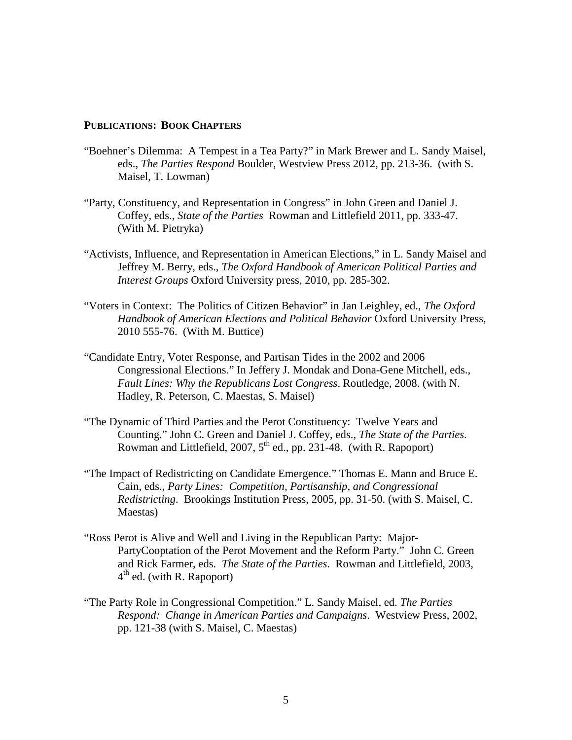## PUBLICATIONS: BOOK CHAPTERS

"Boehner's Dilemma: A Tempest in a Tea Party?" in Mark Brewer and L. Sandy Maisel, eds., *The Parties Respond* Boulder, Westview Press 2012, pp. 213-36. (with S. Maisel, T. Lowman)

"Party, Constituency, and Representation in Congress" in John Green and Daniel J. Coffey, eds., *State of the Parties* Rowman and Littlefield 2011, pp. 333-47. (With M. Pietryka)

"Activists, Influence, and Representation in American Elections," in L. Sandy Maisel and Jeffrey M. Berry, eds., *The Oxford Handbook of American Political Parties and Interest Groups* Oxford University press, 2010, pp. 285-302.

"Voters in Context: The Politics of Citizen Behavior" in Jan Leighley, ed., *The Oxford Handbook of American Elections and Political Behavior* Oxford University Press, 2010 555-76. (With M. Buttice)

"Candidate Entry, Voter Response, and Partisan Tides in the 2002 and 2006 Congressional Elections." In Jeffery J. Mondak and Dona-Gene Mitchell, eds., *Fault Lines: Why the Republicans Lost Congress*. Routledge, 2008. (with N. Hadley, R. Peterson, C. Maestas, S. Maisel)

"The Dynamic of Third Parties and the Perot Constituency: Twelve Years and Counting." John C. Green and Daniel J. Coffey, eds., *The State of the Parties*. Rowman and Littlefield, 2007, 5th ed., pp. 231-48. (with R. Rapoport)

"The Impact of Redistricting on Candidate Emergence." Thomas E. Mann and Bruce E. Cain, eds., *Party Lines: Competition, Partisanship, and Congressional Redistricting*. Brookings Institution Press, 2005, pp. 31-50. (with S. Maisel, C. Maestas)

"Ross Perot is Alive and Well and Living in the Republican Party: Major-PartyCooptation of the Perot Movement and the Reform Party." John C. Green and Rick Farmer, eds. *The State of the Parties*. Rowman and Littlefield, 2003, 4th ed. (with R. Rapoport)

"The Party Role in Congressional Competition." L. Sandy Maisel, ed. *The Parties Respond: Change in American Parties and Campaigns*. Westview Press, 2002, pp. 121-38 (with S. Maisel, C. Maestas)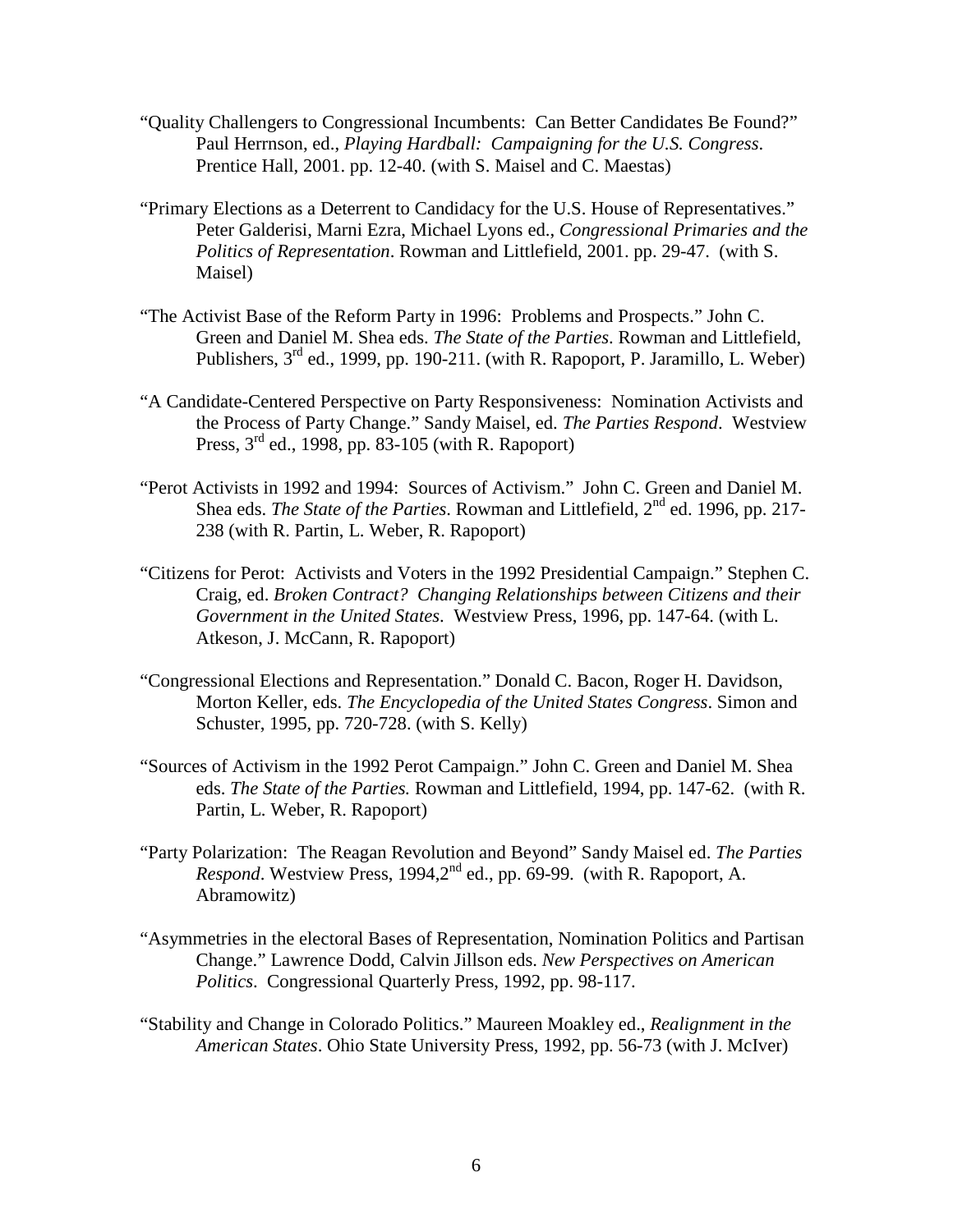"Quality Challengers to Congressional Incumbents: Can Better Candidates Be Found?" Paul Herrnson, ed., *Playing Hardball: Campaigning for the U.S. Congress*. Prentice Hall, 2001. pp. 12-40. (with S. Maisel and C. Maestas)

"Primary Elections as a Deterrent to Candidacy for the U.S. House of Representatives." Peter Galderisi, Marni Ezra, Michael Lyons ed., *Congressional Primaries and the Politics of Representation*. Rowman and Littlefield, 2001. pp. 29-47. (with S. Maisel)

"The Activist Base of the Reform Party in 1996: Problems and Prospects." John C. Green and Daniel M. Shea eds. *The State of the Parties*. Rowman and Littlefield, Publishers, 3rd ed., 1999, pp. 190-211. (with R. Rapoport, P. Jaramillo, L. Weber)

"A Candidate-Centered Perspective on Party Responsiveness: Nomination Activists and the Process of Party Change." Sandy Maisel, ed. *The Parties Respond*. Westview Press, 3rd ed., 1998, pp. 83-105 (with R. Rapoport)

"Perot Activists in 1992 and 1994: Sources of Activism." John C. Green and Daniel M. Shea eds. *The State of the Parties*. Rowman and Littlefield, 2nd ed. 1996, pp. 217-238 (with R. Partin, L. Weber, R. Rapoport)

"Citizens for Perot: Activists and Voters in the 1992 Presidential Campaign." Stephen C. Craig, ed. *Broken Contract? Changing Relationships between Citizens and their Government in the United States*. Westview Press, 1996, pp. 147-64. (with L. Atkeson, J. McCann, R. Rapoport)

"Congressional Elections and Representation." Donald C. Bacon, Roger H. Davidson, Morton Keller, eds. *The Encyclopedia of the United States Congress*. Simon and Schuster, 1995, pp. 720-728. (with S. Kelly)

"Sources of Activism in the 1992 Perot Campaign." John C. Green and Daniel M. Shea eds. *The State of the Parties.* Rowman and Littlefield, 1994, pp. 147-62. (with R. Partin, L. Weber, R. Rapoport)

"Party Polarization: The Reagan Revolution and Beyond" Sandy Maisel ed. *The Parties Respond*. Westview Press, 1994,2nd ed., pp. 69-99. (with R. Rapoport, A. Abramowitz)

"Asymmetries in the electoral Bases of Representation, Nomination Politics and Partisan Change." Lawrence Dodd, Calvin Jillson eds. *New Perspectives on American Politics*. Congressional Quarterly Press, 1992, pp. 98-117.

"Stability and Change in Colorado Politics." Maureen Moakley ed., *Realignment in the American States*. Ohio State University Press, 1992, pp. 56-73 (with J. McIver)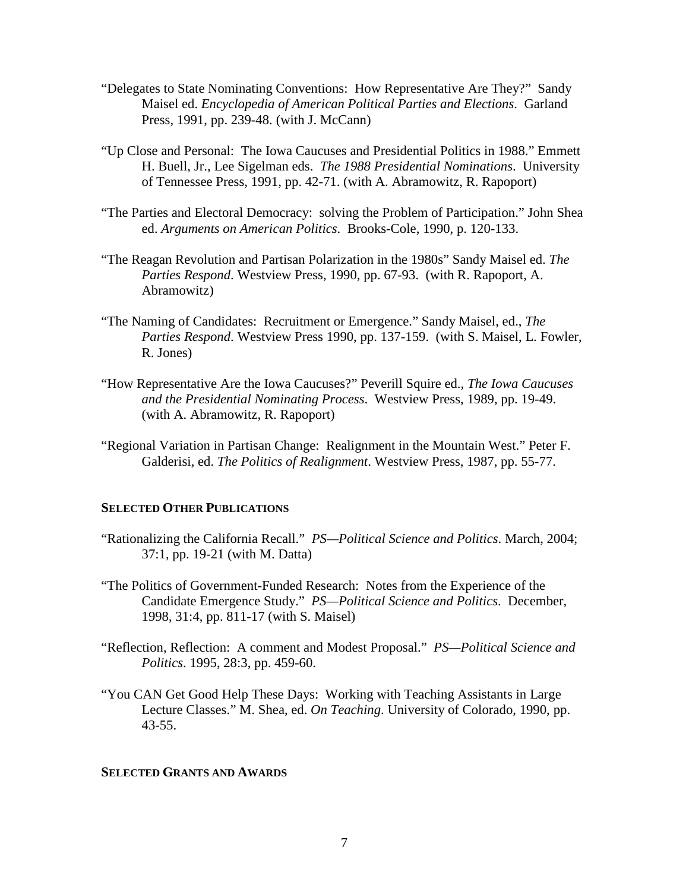"Delegates to State Nominating Conventions: How Representative Are They?" Sandy Maisel ed. *Encyclopedia of American Political Parties and Elections*. Garland Press, 1991, pp. 239-48. (with J. McCann)

"Up Close and Personal: The Iowa Caucuses and Presidential Politics in 1988." Emmett H. Buell, Jr., Lee Sigelman eds. *The 1988 Presidential Nominations*. University of Tennessee Press, 1991, pp. 42-71. (with A. Abramowitz, R. Rapoport)

"The Parties and Electoral Democracy: solving the Problem of Participation." John Shea ed. *Arguments on American Politics*. Brooks-Cole, 1990, p. 120-133.

"The Reagan Revolution and Partisan Polarization in the 1980s" Sandy Maisel ed. *The Parties Respond*. Westview Press, 1990, pp. 67-93. (with R. Rapoport, A. Abramowitz)

"The Naming of Candidates: Recruitment or Emergence." Sandy Maisel, ed., *The Parties Respond*. Westview Press 1990, pp. 137-159. (with S. Maisel, L. Fowler, R. Jones)

"How Representative Are the Iowa Caucuses?" Peverill Squire ed., *The Iowa Caucuses and the Presidential Nominating Process*. Westview Press, 1989, pp. 19-49. (with A. Abramowitz, R. Rapoport)

"Regional Variation in Partisan Change: Realignment in the Mountain West." Peter F. Galderisi, ed. *The Politics of Realignment*. Westview Press, 1987, pp. 55-77.

**SELECTED OTHER PUBLICATIONS**

"Rationalizing the California Recall." *PS—Political Science and Politics*. March, 2004; 37:1, pp. 19-21 (with M. Datta)

"The Politics of Government-Funded Research: Notes from the Experience of the Candidate Emergence Study." *PS—Political Science and Politics*. December, 1998, 31:4, pp. 811-17 (with S. Maisel)

"Reflection, Reflection: A comment and Modest Proposal." *PS—Political Science and Politics*. 1995, 28:3, pp. 459-60.

"You CAN Get Good Help These Days: Working with Teaching Assistants in Large Lecture Classes." M. Shea, ed. *On Teaching*. University of Colorado, 1990, pp. 43-55.

**SELECTED GRANTS AND AWARDS**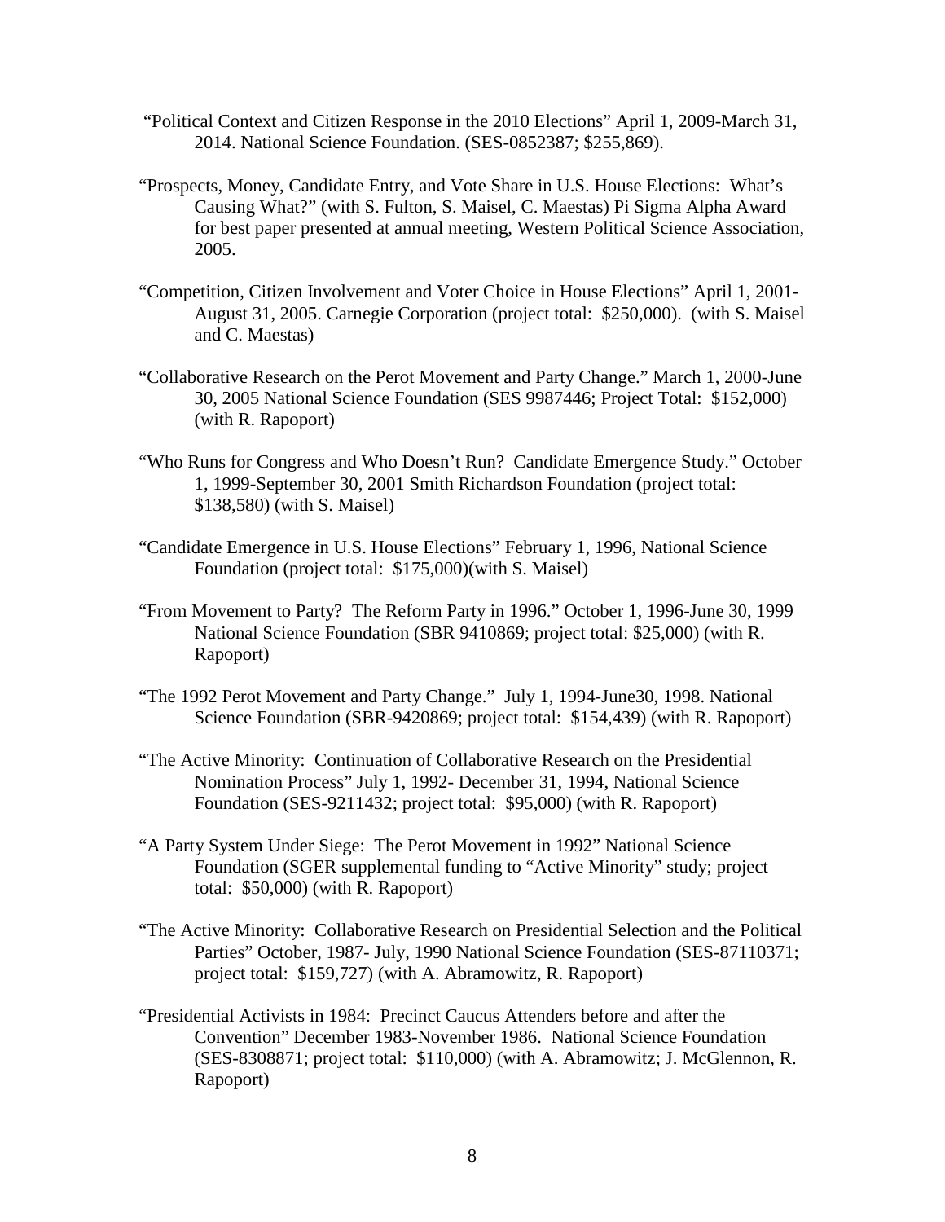"Political Context and Citizen Response in the 2010 Elections" April 1, 2009-March 31, 2014. National Science Foundation. (SES-0852387; $255,869).

"Prospects, Money, Candidate Entry, and Vote Share in U.S. House Elections: What's Causing What?" (with S. Fulton, S. Maisel, C. Maestas) Pi Sigma Alpha Award for best paper presented at annual meeting, Western Political Science Association, 2005.

"Competition, Citizen Involvement and Voter Choice in House Elections" April 1, 2001-August 31, 2005. Carnegie Corporation (project total: $250,000). (with S. Maisel and C. Maestas)

"Collaborative Research on the Perot Movement and Party Change." March 1, 2000-June 30, 2005 National Science Foundation (SES 9987446; Project Total: $152,000) (with R. Rapoport)

"Who Runs for Congress and Who Doesn't Run? Candidate Emergence Study." October 1, 1999-September 30, 2001 Smith Richardson Foundation (project total: $138,580) (with S. Maisel)

"Candidate Emergence in U.S. House Elections" February 1, 1996, National Science Foundation (project total: $175,000)(with S. Maisel)

"From Movement to Party? The Reform Party in 1996." October 1, 1996-June 30, 1999 National Science Foundation (SBR 9410869; project total: $25,000) (with R. Rapoport)

"The 1992 Perot Movement and Party Change." July 1, 1994-June30, 1998. National Science Foundation (SBR-9420869; project total: $154,439) (with R. Rapoport)

"The Active Minority: Continuation of Collaborative Research on the Presidential Nomination Process" July 1, 1992- December 31, 1994, National Science Foundation (SES-9211432; project total: $95,000) (with R. Rapoport)

"A Party System Under Siege: The Perot Movement in 1992" National Science Foundation (SGER supplemental funding to "Active Minority" study; project total: $50,000) (with R. Rapoport)

"The Active Minority: Collaborative Research on Presidential Selection and the Political Parties" October, 1987- July, 1990 National Science Foundation (SES-87110371; project total: $159,727) (with A. Abramowitz, R. Rapoport)

"Presidential Activists in 1984: Precinct Caucus Attenders before and after the Convention" December 1983-November 1986. National Science Foundation (SES-8308871; project total: $110,000) (with A. Abramowitz; J. McGlennon, R. Rapoport)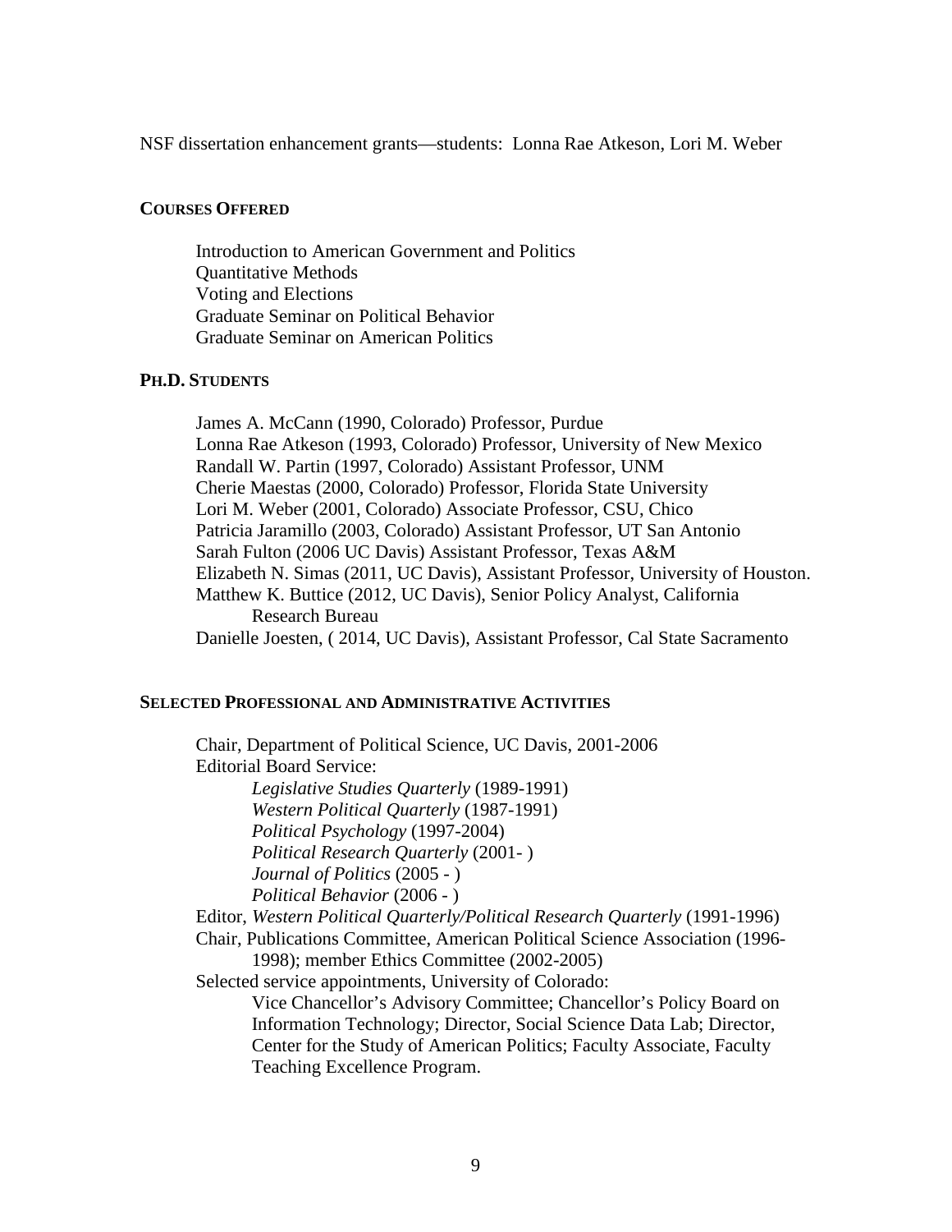NSF dissertation enhancement grants—students: Lonna Rae Atkeson, Lori M. Weber

## COURSES OFFERED

Introduction to American Government and Politics
Quantitative Methods
Voting and Elections
Graduate Seminar on Political Behavior
Graduate Seminar on American Politics

## PH.D. STUDENTS

James A. McCann (1990, Colorado) Professor, Purdue
Lonna Rae Atkeson (1993, Colorado) Professor, University of New Mexico
Randall W. Partin (1997, Colorado) Assistant Professor, UNM
Cherie Maestas (2000, Colorado) Professor, Florida State University
Lori M. Weber (2001, Colorado) Associate Professor, CSU, Chico
Patricia Jaramillo (2003, Colorado) Assistant Professor, UT San Antonio
Sarah Fulton (2006 UC Davis) Assistant Professor, Texas A&M
Elizabeth N. Simas (2011, UC Davis), Assistant Professor, University of Houston.
Matthew K. Buttice (2012, UC Davis), Senior Policy Analyst, California Research Bureau
Danielle Joesten, ( 2014, UC Davis), Assistant Professor, Cal State Sacramento

## SELECTED PROFESSIONAL AND ADMINISTRATIVE ACTIVITIES

Chair, Department of Political Science, UC Davis, 2001-2006
Editorial Board Service:

*Legislative Studies Quarterly* (1989-1991)
*Western Political Quarterly* (1987-1991)
*Political Psychology* (1997-2004)
*Political Research Quarterly* (2001- )
*Journal of Politics* (2005 - )
*Political Behavior* (2006 - )

Editor, *Western Political Quarterly/Political Research Quarterly* (1991-1996)
Chair, Publications Committee, American Political Science Association (1996-1998); member Ethics Committee (2002-2005)
Selected service appointments, University of Colorado:

Vice Chancellor's Advisory Committee; Chancellor's Policy Board on Information Technology; Director, Social Science Data Lab; Director, Center for the Study of American Politics; Faculty Associate, Faculty Teaching Excellence Program.